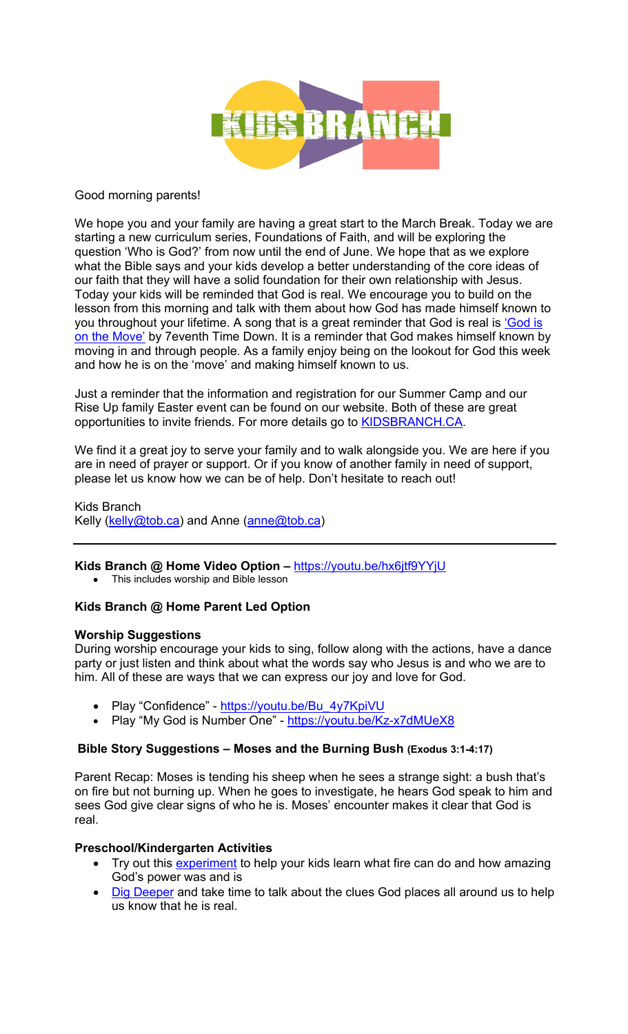KIDS BRANCH

Good morning parents!

We hope you and your family are having a great start to the March Break. Today we are starting a new curriculum series, Foundations of Faith, and will be exploring the question 'Who is God?' from now until the end of June. We hope that as we explore what the Bible says and your kids develop a better understanding of the core ideas of our faith that they will have a solid foundation for their own relationship with Jesus. Today your kids will be reminded that God is real. We encourage you to build on the lesson from this morning and talk with them about how God has made himself known to you throughout your lifetime. A song that is a great reminder that God is real is ['God is on the Move'](#) by 7eventh Time Down. It is a reminder that God makes himself known by moving in and through people. As a family enjoy being on the lookout for God this week and how he is on the 'move' and making himself known to us.

Just a reminder that the information and registration for our Summer Camp and our Rise Up family Easter event can be found on our website. Both of these are great opportunities to invite friends. For more details go to [KIDSBRANCH.CA](#).

We find it a great joy to serve your family and to walk alongside you. We are here if you are in need of prayer or support. Or if you know of another family in need of support, please let us know how we can be of help. Don't hesitate to reach out!

Kids Branch
Kelly (kelly@tob.ca) and Anne (anne@tob.ca)

---

**Kids Branch @ Home Video Option –** https://youtu.be/hx6jtf9YYjU

- This includes worship and Bible lesson

**Kids Branch @ Home Parent Led Option**

**Worship Suggestions**

During worship encourage your kids to sing, follow along with the actions, have a dance party or just listen and think about what the words say who Jesus is and who we are to him. All of these are ways that we can express our joy and love for God.

- Play "Confidence" - https://youtu.be/Bu_4y7KpiVU
- Play "My God is Number One" - https://youtu.be/Kz-x7dMUeX8

**Bible Story Suggestions – Moses and the Burning Bush (Exodus 3:1-4:17)**

Parent Recap: Moses is tending his sheep when he sees a strange sight: a bush that's on fire but not burning up. When he goes to investigate, he hears God speak to him and sees God give clear signs of who he is. Moses' encounter makes it clear that God is real.

**Preschool/Kindergarten Activities**

- Try out this [experiment](#) to help your kids learn what fire can do and how amazing God's power was and is
- [Dig Deeper](#) and take time to talk about the clues God places all around us to help us know that he is real.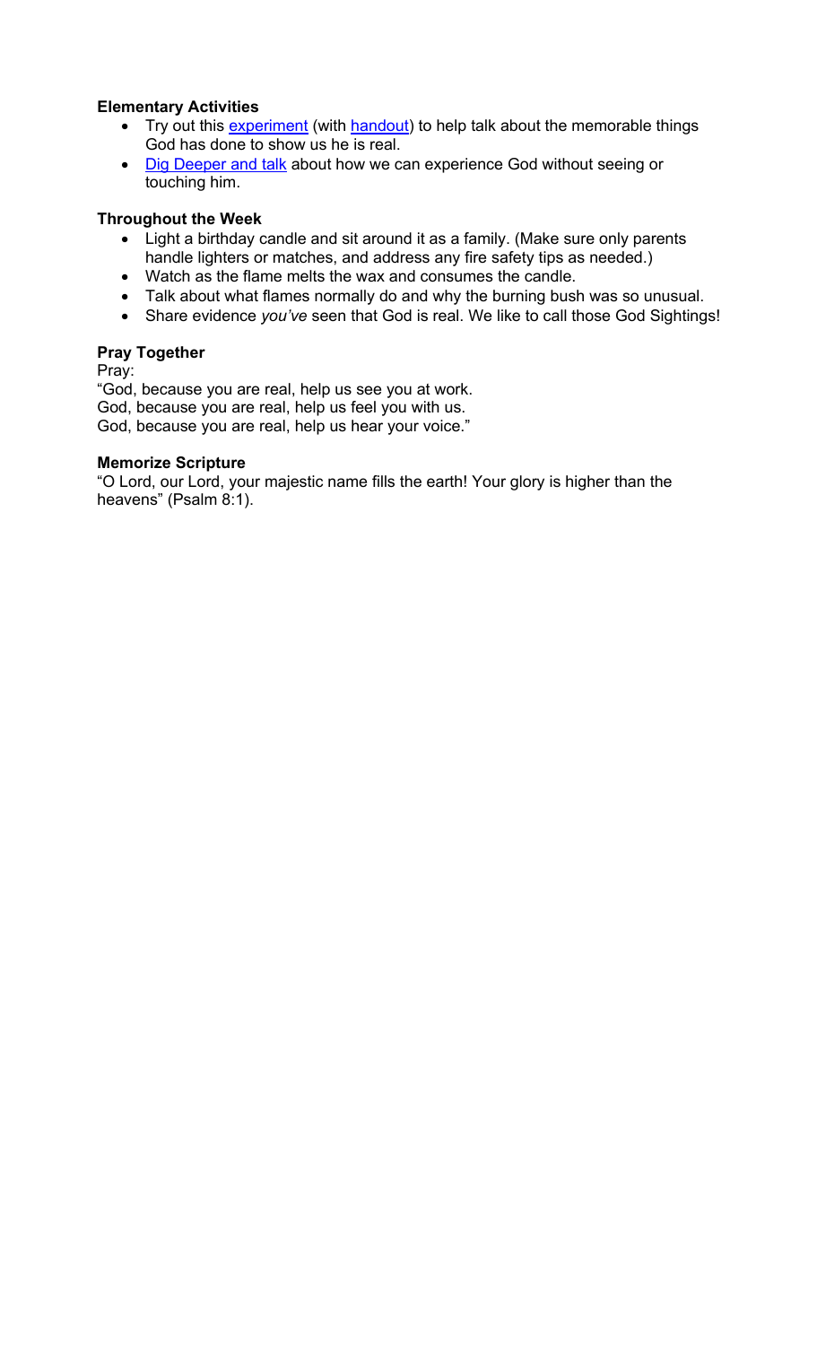**Elementary Activities**

- Try out this experiment (with handout) to help talk about the memorable things God has done to show us he is real.
- Dig Deeper and talk about how we can experience God without seeing or touching him.

**Throughout the Week**

- Light a birthday candle and sit around it as a family. (Make sure only parents handle lighters or matches, and address any fire safety tips as needed.)
- Watch as the flame melts the wax and consumes the candle.
- Talk about what flames normally do and why the burning bush was so unusual.
- Share evidence *you've* seen that God is real. We like to call those God Sightings!

**Pray Together**

Pray:

"God, because you are real, help us see you at work.
God, because you are real, help us feel you with us.
God, because you are real, help us hear your voice."

**Memorize Scripture**

"O Lord, our Lord, your majestic name fills the earth! Your glory is higher than the heavens" (Psalm 8:1).